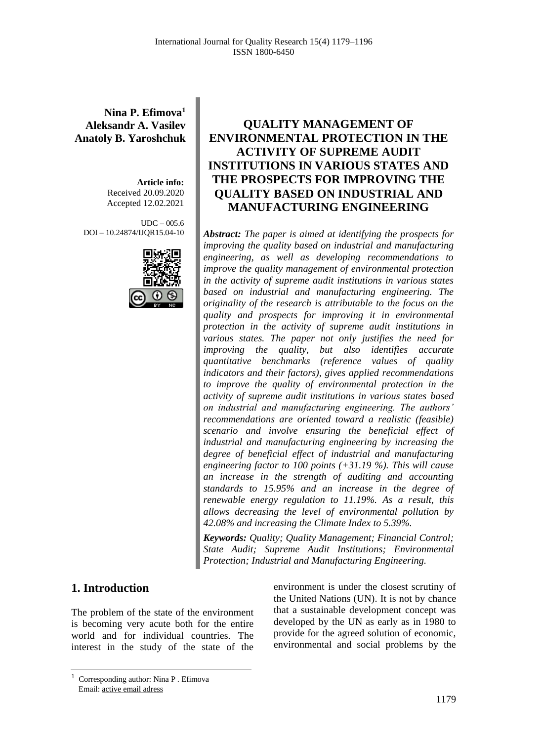**Nina P. Efimova[1]**
**Aleksandr A. Vasilev**
**Anatoly B. Yaroshchuk**

**Article info:**
Received 20.09.2020
Accepted 12.02.2021

UDC – 005.6
DOI – 10.24874/IJQR15.04-10

# QUALITY MANAGEMENT OF ENVIRONMENTAL PROTECTION IN THE ACTIVITY OF SUPREME AUDIT INSTITUTIONS IN VARIOUS STATES AND THE PROSPECTS FOR IMPROVING THE QUALITY BASED ON INDUSTRIAL AND MANUFACTURING ENGINEERING

***Abstract:*** *The paper is aimed at identifying the prospects for improving the quality based on industrial and manufacturing engineering, as well as developing recommendations to improve the quality management of environmental protection in the activity of supreme audit institutions in various states based on industrial and manufacturing engineering. The originality of the research is attributable to the focus on the quality and prospects for improving it in environmental protection in the activity of supreme audit institutions in various states. The paper not only justifies the need for improving the quality, but also identifies accurate quantitative benchmarks (reference values of quality indicators and their factors), gives applied recommendations to improve the quality of environmental protection in the activity of supreme audit institutions in various states based on industrial and manufacturing engineering. The authors' recommendations are oriented toward a realistic (feasible) scenario and involve ensuring the beneficial effect of industrial and manufacturing engineering by increasing the degree of beneficial effect of industrial and manufacturing engineering factor to 100 points (+31.19 %). This will cause an increase in the strength of auditing and accounting standards to 15.95% and an increase in the degree of renewable energy regulation to 11.19%. As a result, this allows decreasing the level of environmental pollution by 42.08% and increasing the Climate Index to 5.39%.*

***Keywords:*** *Quality; Quality Management; Financial Control; State Audit; Supreme Audit Institutions; Environmental Protection; Industrial and Manufacturing Engineering.*

## 1. Introduction

The problem of the state of the environment is becoming very acute both for the entire world and for individual countries. The interest in the study of the state of the environment is under the closest scrutiny of the United Nations (UN). It is not by chance that a sustainable development concept was developed by the UN as early as in 1980 to provide for the agreed solution of economic, environmental and social problems by the

[1] Corresponding author: Nina P . Efimova
Email: active email adress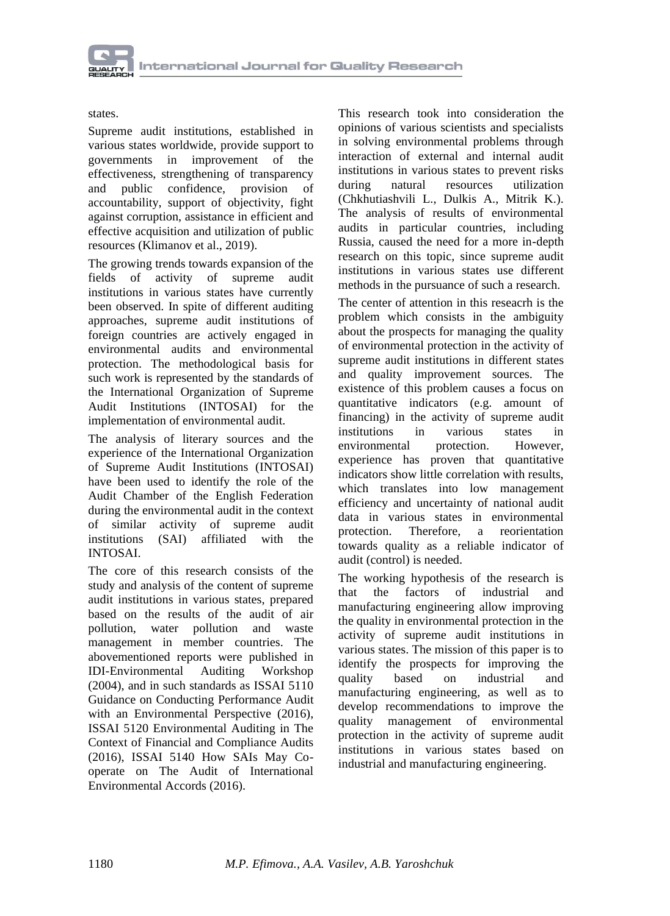states.

Supreme audit institutions, established in various states worldwide, provide support to governments in improvement of the effectiveness, strengthening of transparency and public confidence, provision of accountability, support of objectivity, fight against corruption, assistance in efficient and effective acquisition and utilization of public resources (Klimanov et al., 2019).

The growing trends towards expansion of the fields of activity of supreme audit institutions in various states have currently been observed. In spite of different auditing approaches, supreme audit institutions of foreign countries are actively engaged in environmental audits and environmental protection. The methodological basis for such work is represented by the standards of the International Organization of Supreme Audit Institutions (INTOSAI) for the implementation of environmental audit.

The analysis of literary sources and the experience of the International Organization of Supreme Audit Institutions (INTOSAI) have been used to identify the role of the Audit Chamber of the English Federation during the environmental audit in the context of similar activity of supreme audit institutions (SAI) affiliated with the INTOSAI.

The core of this research consists of the study and analysis of the content of supreme audit institutions in various states, prepared based on the results of the audit of air pollution, water pollution and waste management in member countries. The abovementioned reports were published in IDI-Environmental Auditing Workshop (2004), and in such standards as ISSAI 5110 Guidance on Conducting Performance Audit with an Environmental Perspective (2016), ISSAI 5120 Environmental Auditing in The Context of Financial and Compliance Audits (2016), ISSAI 5140 How SAIs May Co-operate on The Audit of International Environmental Accords (2016).

This research took into consideration the opinions of various scientists and specialists in solving environmental problems through interaction of external and internal audit institutions in various states to prevent risks during natural resources utilization (Chkhutiashvili L., Dulkis A., Mitrik K.). The analysis of results of environmental audits in particular countries, including Russia, caused the need for a more in-depth research on this topic, since supreme audit institutions in various states use different methods in the pursuance of such a research.

The center of attention in this reseacrh is the problem which consists in the ambiguity about the prospects for managing the quality of environmental protection in the activity of supreme audit institutions in different states and quality improvement sources. The existence of this problem causes a focus on quantitative indicators (e.g. amount of financing) in the activity of supreme audit institutions in various states in environmental protection. However, experience has proven that quantitative indicators show little correlation with results, which translates into low management efficiency and uncertainty of national audit data in various states in environmental protection. Therefore, a reorientation towards quality as a reliable indicator of audit (control) is needed.

The working hypothesis of the research is that the factors of industrial and manufacturing engineering allow improving the quality in environmental protection in the activity of supreme audit institutions in various states. The mission of this paper is to identify the prospects for improving the quality based on industrial and manufacturing engineering, as well as to develop recommendations to improve the quality management of environmental protection in the activity of supreme audit institutions in various states based on industrial and manufacturing engineering.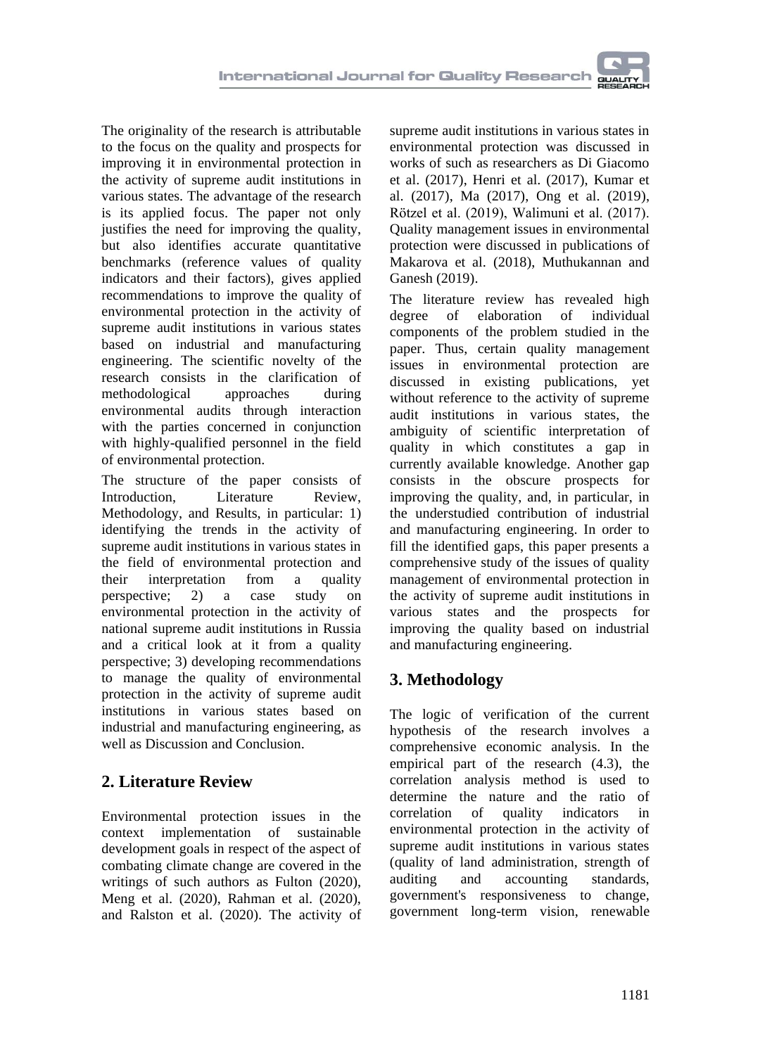The originality of the research is attributable to the focus on the quality and prospects for improving it in environmental protection in the activity of supreme audit institutions in various states. The advantage of the research is its applied focus. The paper not only justifies the need for improving the quality, but also identifies accurate quantitative benchmarks (reference values of quality indicators and their factors), gives applied recommendations to improve the quality of environmental protection in the activity of supreme audit institutions in various states based on industrial and manufacturing engineering. The scientific novelty of the research consists in the clarification of methodological approaches during environmental audits through interaction with the parties concerned in conjunction with highly-qualified personnel in the field of environmental protection.

The structure of the paper consists of Introduction, Literature Review, Methodology, and Results, in particular: 1) identifying the trends in the activity of supreme audit institutions in various states in the field of environmental protection and their interpretation from a quality perspective; 2) a case study on environmental protection in the activity of national supreme audit institutions in Russia and a critical look at it from a quality perspective; 3) developing recommendations to manage the quality of environmental protection in the activity of supreme audit institutions in various states based on industrial and manufacturing engineering, as well as Discussion and Conclusion.

## 2. Literature Review

Environmental protection issues in the context implementation of sustainable development goals in respect of the aspect of combating climate change are covered in the writings of such authors as Fulton (2020), Meng et al. (2020), Rahman et al. (2020), and Ralston et al. (2020). The activity of supreme audit institutions in various states in environmental protection was discussed in works of such as researchers as Di Giacomo et al. (2017), Henri et al. (2017), Kumar et al. (2017), Ma (2017), Ong et al. (2019), Rötzel et al. (2019), Walimuni et al. (2017). Quality management issues in environmental protection were discussed in publications of Makarova et al. (2018), Muthukannan and Ganesh (2019).

The literature review has revealed high degree of elaboration of individual components of the problem studied in the paper. Thus, certain quality management issues in environmental protection are discussed in existing publications, yet without reference to the activity of supreme audit institutions in various states, the ambiguity of scientific interpretation of quality in which constitutes a gap in currently available knowledge. Another gap consists in the obscure prospects for improving the quality, and, in particular, in the understudied contribution of industrial and manufacturing engineering. In order to fill the identified gaps, this paper presents a comprehensive study of the issues of quality management of environmental protection in the activity of supreme audit institutions in various states and the prospects for improving the quality based on industrial and manufacturing engineering.

## 3. Methodology

The logic of verification of the current hypothesis of the research involves a comprehensive economic analysis. In the empirical part of the research (4.3), the correlation analysis method is used to determine the nature and the ratio of correlation of quality indicators in environmental protection in the activity of supreme audit institutions in various states (quality of land administration, strength of auditing and accounting standards, government's responsiveness to change, government long-term vision, renewable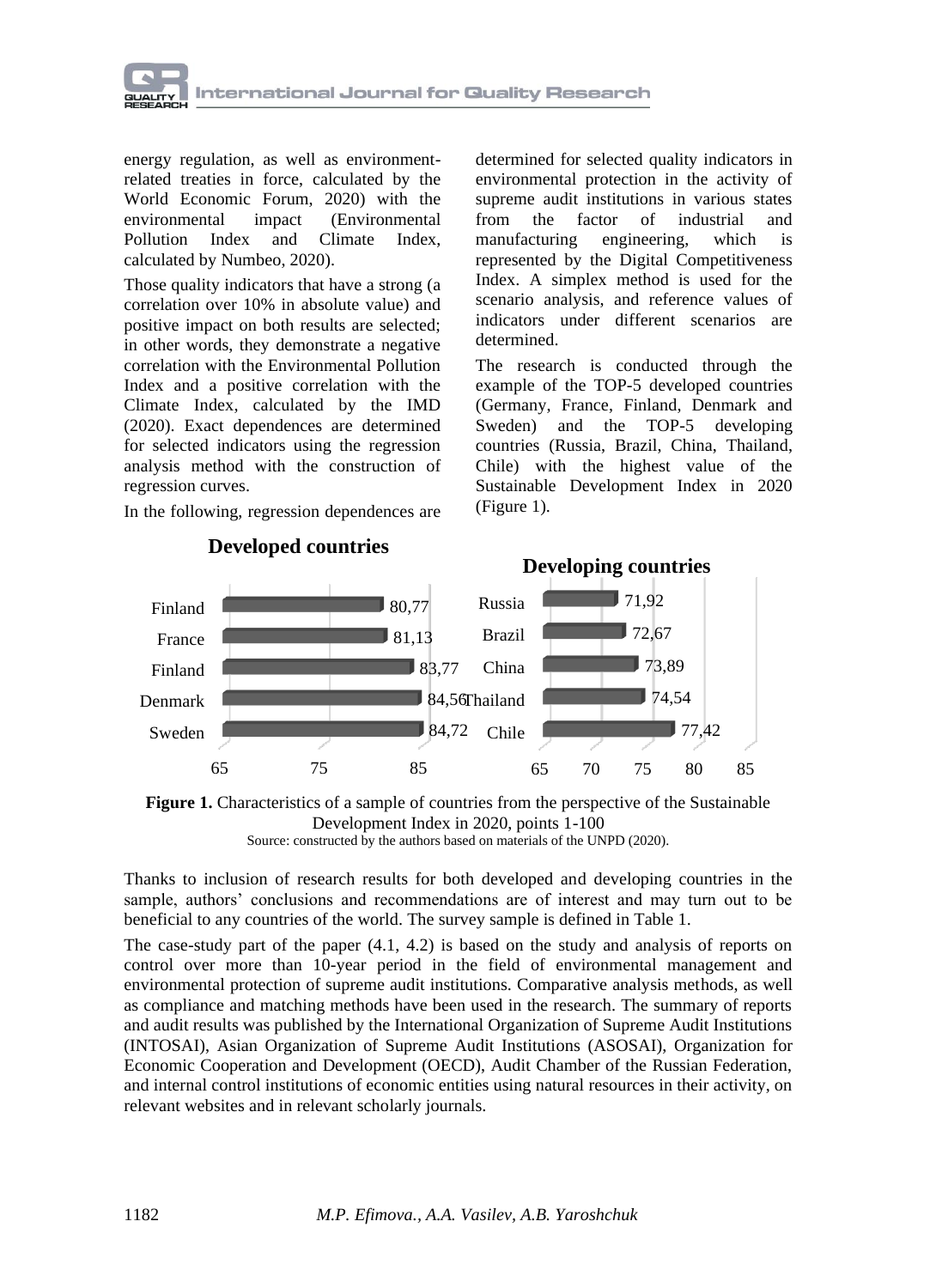energy regulation, as well as environment-related treaties in force, calculated by the World Economic Forum, 2020) with the environmental impact (Environmental Pollution Index and Climate Index, calculated by Numbeo, 2020).

Those quality indicators that have a strong (a correlation over 10% in absolute value) and positive impact on both results are selected; in other words, they demonstrate a negative correlation with the Environmental Pollution Index and a positive correlation with the Climate Index, calculated by the IMD (2020). Exact dependences are determined for selected indicators using the regression analysis method with the construction of regression curves.

In the following, regression dependences are determined for selected quality indicators in environmental protection in the activity of supreme audit institutions in various states from the factor of industrial and manufacturing engineering, which is represented by the Digital Competitiveness Index. A simplex method is used for the scenario analysis, and reference values of indicators under different scenarios are determined.

The research is conducted through the example of the TOP-5 developed countries (Germany, France, Finland, Denmark and Sweden) and the TOP-5 developing countries (Russia, Brazil, China, Thailand, Chile) with the highest value of the Sustainable Development Index in 2020 (Figure 1).

**Developed countries**

| Country | Value |
|---|---|
| Finland | 80,77 |
| France | 81,13 |
| Finland | 83,77 |
| Denmark | 84,56 |
| Sweden | 84,72 |

**Developing countries**

| Country | Value |
|---|---|
| Russia | 71,92 |
| Brazil | 72,67 |
| China | 73,89 |
| Thailand | 74,54 |
| Chile | 77,42 |

**Figure 1.** Characteristics of a sample of countries from the perspective of the Sustainable Development Index in 2020, points 1-100

Source: constructed by the authors based on materials of the UNPD (2020).

Thanks to inclusion of research results for both developed and developing countries in the sample, authors' conclusions and recommendations are of interest and may turn out to be beneficial to any countries of the world. The survey sample is defined in Table 1.

The case-study part of the paper (4.1, 4.2) is based on the study and analysis of reports on control over more than 10-year period in the field of environmental management and environmental protection of supreme audit institutions. Comparative analysis methods, as well as compliance and matching methods have been used in the research. The summary of reports and audit results was published by the International Organization of Supreme Audit Institutions (INTOSAI), Asian Organization of Supreme Audit Institutions (ASOSAI), Organization for Economic Cooperation and Development (OECD), Audit Chamber of the Russian Federation, and internal control institutions of economic entities using natural resources in their activity, on relevant websites and in relevant scholarly journals.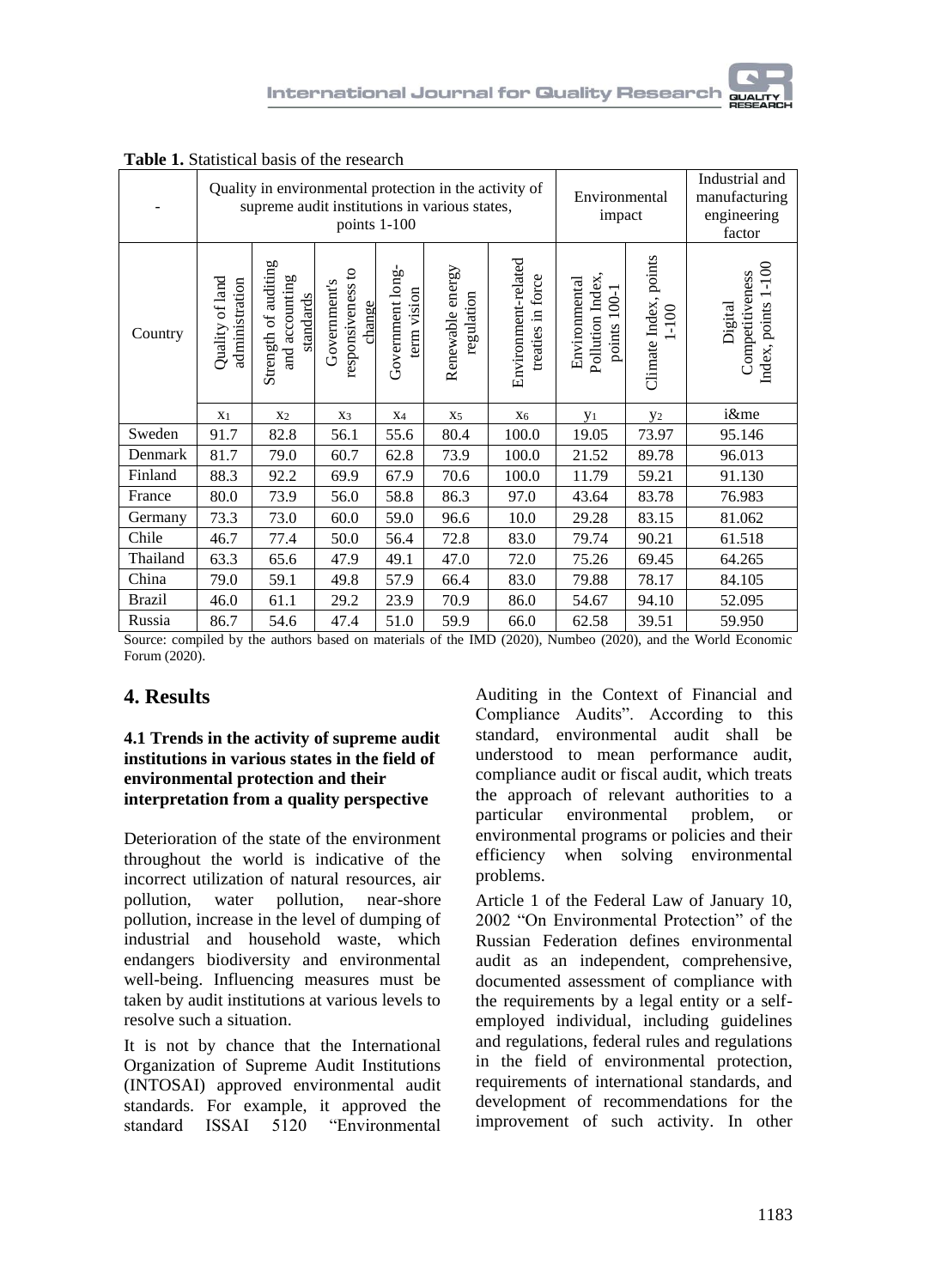**Table 1.** Statistical basis of the research

| - | Quality in environmental protection in the activity of supreme audit institutions in various states, points 1-100 | | | | | | Environmental impact | | Industrial and manufacturing engineering factor |
|---|---|---|---|---|---|---|---|---|---|
| Country | Quality of land administration | Strength of auditing and accounting standards | Government's responsiveness to change | Government long-term vision | Renewable energy regulation | Environment-related treaties in force | Environmental Pollution Index, points 100-1 | Climate Index, points 1-100 | Digital Competitiveness Index, points 1-100 |
| | $x_1$ | $x_2$ | $x_3$ | $x_4$ | $x_5$ | $x_6$ | $y_1$ | $y_2$ | i&me |
| Sweden | 91.7 | 82.8 | 56.1 | 55.6 | 80.4 | 100.0 | 19.05 | 73.97 | 95.146 |
| Denmark | 81.7 | 79.0 | 60.7 | 62.8 | 73.9 | 100.0 | 21.52 | 89.78 | 96.013 |
| Finland | 88.3 | 92.2 | 69.9 | 67.9 | 70.6 | 100.0 | 11.79 | 59.21 | 91.130 |
| France | 80.0 | 73.9 | 56.0 | 58.8 | 86.3 | 97.0 | 43.64 | 83.78 | 76.983 |
| Germany | 73.3 | 73.0 | 60.0 | 59.0 | 96.6 | 10.0 | 29.28 | 83.15 | 81.062 |
| Chile | 46.7 | 77.4 | 50.0 | 56.4 | 72.8 | 83.0 | 79.74 | 90.21 | 61.518 |
| Thailand | 63.3 | 65.6 | 47.9 | 49.1 | 47.0 | 72.0 | 75.26 | 69.45 | 64.265 |
| China | 79.0 | 59.1 | 49.8 | 57.9 | 66.4 | 83.0 | 79.88 | 78.17 | 84.105 |
| Brazil | 46.0 | 61.1 | 29.2 | 23.9 | 70.9 | 86.0 | 54.67 | 94.10 | 52.095 |
| Russia | 86.7 | 54.6 | 47.4 | 51.0 | 59.9 | 66.0 | 62.58 | 39.51 | 59.950 |

Source: compiled by the authors based on materials of the IMD (2020), Numbeo (2020), and the World Economic Forum (2020).

## 4. Results

### 4.1 Trends in the activity of supreme audit institutions in various states in the field of environmental protection and their interpretation from a quality perspective

Deterioration of the state of the environment throughout the world is indicative of the incorrect utilization of natural resources, air pollution, water pollution, near-shore pollution, increase in the level of dumping of industrial and household waste, which endangers biodiversity and environmental well-being. Influencing measures must be taken by audit institutions at various levels to resolve such a situation.

It is not by chance that the International Organization of Supreme Audit Institutions (INTOSAI) approved environmental audit standards. For example, it approved the standard ISSAI 5120 "Environmental Auditing in the Context of Financial and Compliance Audits". According to this standard, environmental audit shall be understood to mean performance audit, compliance audit or fiscal audit, which treats the approach of relevant authorities to a particular environmental problem, or environmental programs or policies and their efficiency when solving environmental problems.

Article 1 of the Federal Law of January 10, 2002 "On Environmental Protection" of the Russian Federation defines environmental audit as an independent, comprehensive, documented assessment of compliance with the requirements by a legal entity or a self-employed individual, including guidelines and regulations, federal rules and regulations in the field of environmental protection, requirements of international standards, and development of recommendations for the improvement of such activity. In other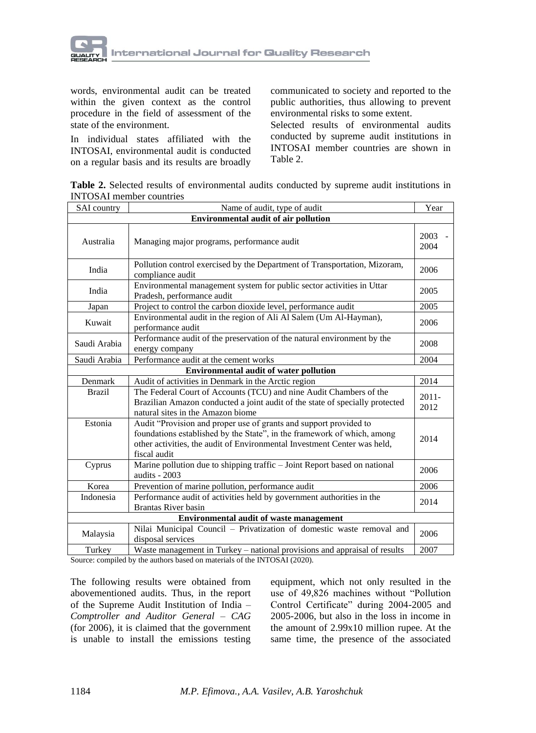words, environmental audit can be treated within the given context as the control procedure in the field of assessment of the state of the environment.

In individual states affiliated with the INTOSAI, environmental audit is conducted on a regular basis and its results are broadly communicated to society and reported to the public authorities, thus allowing to prevent environmental risks to some extent.

Selected results of environmental audits conducted by supreme audit institutions in INTOSAI member countries are shown in Table 2.

**Table 2.** Selected results of environmental audits conducted by supreme audit institutions in INTOSAI member countries

| SAI country | Name of audit, type of audit | Year |
|---|---|---|
| **Environmental audit of air pollution** | | |
| Australia | Managing major programs, performance audit | 2003 - 2004 |
| India | Pollution control exercised by the Department of Transportation, Mizoram, compliance audit | 2006 |
| India | Environmental management system for public sector activities in Uttar Pradesh, performance audit | 2005 |
| Japan | Project to control the carbon dioxide level, performance audit | 2005 |
| Kuwait | Environmental audit in the region of Ali Al Salem (Um Al-Hayman), performance audit | 2006 |
| Saudi Arabia | Performance audit of the preservation of the natural environment by the energy company | 2008 |
| Saudi Arabia | Performance audit at the cement works | 2004 |
| **Environmental audit of water pollution** | | |
| Denmark | Audit of activities in Denmark in the Arctic region | 2014 |
| Brazil | The Federal Court of Accounts (TCU) and nine Audit Chambers of the Brazilian Amazon conducted a joint audit of the state of specially protected natural sites in the Amazon biome | 2011-2012 |
| Estonia | Audit "Provision and proper use of grants and support provided to foundations established by the State", in the framework of which, among other activities, the audit of Environmental Investment Center was held, fiscal audit | 2014 |
| Cyprus | Marine pollution due to shipping traffic – Joint Report based on national audits - 2003 | 2006 |
| Korea | Prevention of marine pollution, performance audit | 2006 |
| Indonesia | Performance audit of activities held by government authorities in the Brantas River basin | 2014 |
| **Environmental audit of waste management** | | |
| Malaysia | Nilai Municipal Council – Privatization of domestic waste removal and disposal services | 2006 |
| Turkey | Waste management in Turkey – national provisions and appraisal of results | 2007 |

Source: compiled by the authors based on materials of the INTOSAI (2020).

The following results were obtained from abovementioned audits. Thus, in the report of the Supreme Audit Institution of India – *Comptroller and Auditor General – CAG* (for 2006), it is claimed that the government is unable to install the emissions testing equipment, which not only resulted in the use of 49,826 machines without "Pollution Control Certificate" during 2004-2005 and 2005-2006, but also in the loss in income in the amount of 2.99x10 million rupee. At the same time, the presence of the associated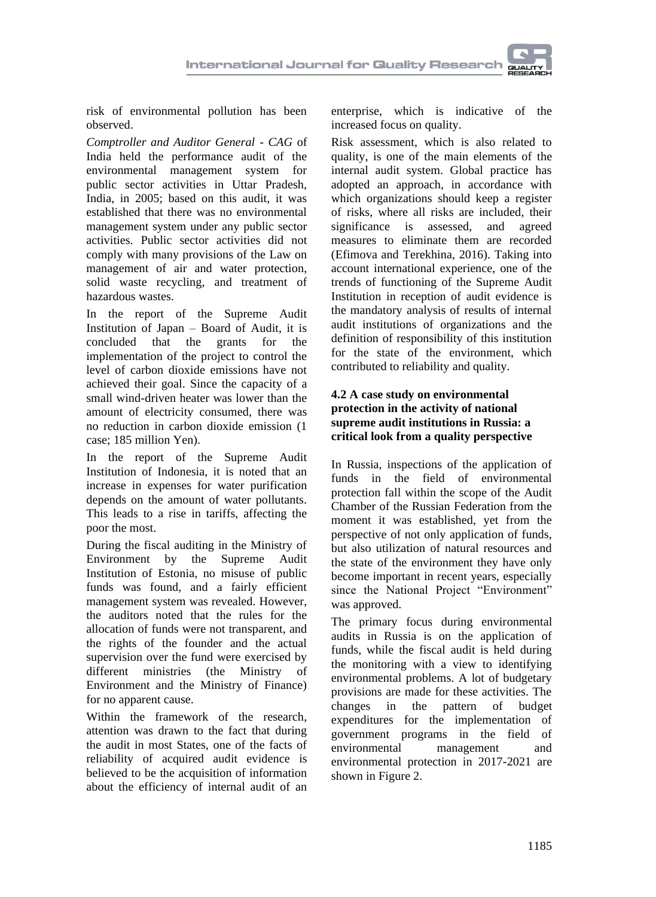risk of environmental pollution has been observed.

*Comptroller and Auditor General - CAG* of India held the performance audit of the environmental management system for public sector activities in Uttar Pradesh, India, in 2005; based on this audit, it was established that there was no environmental management system under any public sector activities. Public sector activities did not comply with many provisions of the Law on management of air and water protection, solid waste recycling, and treatment of hazardous wastes.

In the report of the Supreme Audit Institution of Japan – Board of Audit, it is concluded that the grants for the implementation of the project to control the level of carbon dioxide emissions have not achieved their goal. Since the capacity of a small wind-driven heater was lower than the amount of electricity consumed, there was no reduction in carbon dioxide emission (1 case; 185 million Yen).

In the report of the Supreme Audit Institution of Indonesia, it is noted that an increase in expenses for water purification depends on the amount of water pollutants. This leads to a rise in tariffs, affecting the poor the most.

During the fiscal auditing in the Ministry of Environment by the Supreme Audit Institution of Estonia, no misuse of public funds was found, and a fairly efficient management system was revealed. However, the auditors noted that the rules for the allocation of funds were not transparent, and the rights of the founder and the actual supervision over the fund were exercised by different ministries (the Ministry of Environment and the Ministry of Finance) for no apparent cause.

Within the framework of the research, attention was drawn to the fact that during the audit in most States, one of the facts of reliability of acquired audit evidence is believed to be the acquisition of information about the efficiency of internal audit of an enterprise, which is indicative of the increased focus on quality.

Risk assessment, which is also related to quality, is one of the main elements of the internal audit system. Global practice has adopted an approach, in accordance with which organizations should keep a register of risks, where all risks are included, their significance is assessed, and agreed measures to eliminate them are recorded (Efimova and Terekhina, 2016). Taking into account international experience, one of the trends of functioning of the Supreme Audit Institution in reception of audit evidence is the mandatory analysis of results of internal audit institutions of organizations and the definition of responsibility of this institution for the state of the environment, which contributed to reliability and quality.

### 4.2 A case study on environmental protection in the activity of national supreme audit institutions in Russia: a critical look from a quality perspective

In Russia, inspections of the application of funds in the field of environmental protection fall within the scope of the Audit Chamber of the Russian Federation from the moment it was established, yet from the perspective of not only application of funds, but also utilization of natural resources and the state of the environment they have only become important in recent years, especially since the National Project "Environment" was approved.

The primary focus during environmental audits in Russia is on the application of funds, while the fiscal audit is held during the monitoring with a view to identifying environmental problems. A lot of budgetary provisions are made for these activities. The changes in the pattern of budget expenditures for the implementation of government programs in the field of environmental management and environmental protection in 2017-2021 are shown in Figure 2.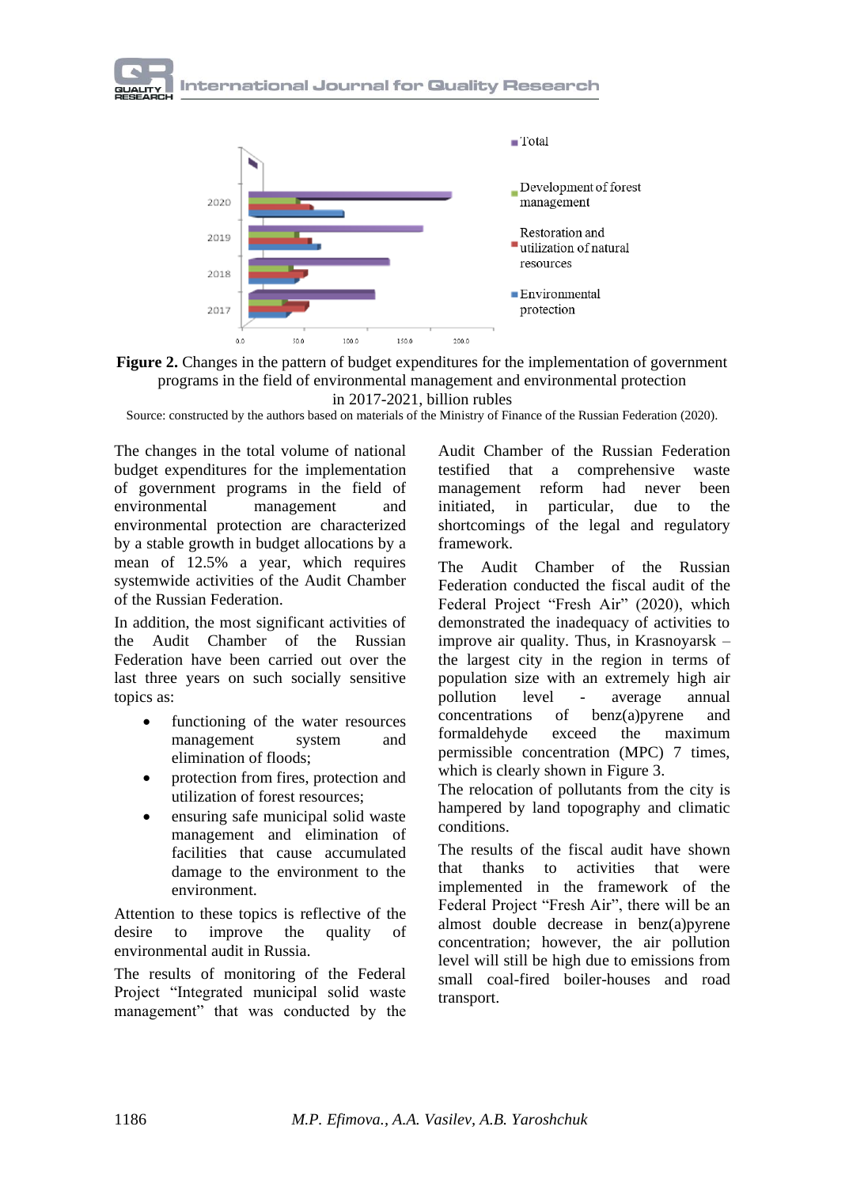**Figure 2.** Changes in the pattern of budget expenditures for the implementation of government programs in the field of environmental management and environmental protection in 2017-2021, billion rubles

Source: constructed by the authors based on materials of the Ministry of Finance of the Russian Federation (2020).

The changes in the total volume of national budget expenditures for the implementation of government programs in the field of environmental management and environmental protection are characterized by a stable growth in budget allocations by a mean of 12.5% a year, which requires systemwide activities of the Audit Chamber of the Russian Federation.

In addition, the most significant activities of the Audit Chamber of the Russian Federation have been carried out over the last three years on such socially sensitive topics as:

- functioning of the water resources management system and elimination of floods;
- protection from fires, protection and utilization of forest resources;
- ensuring safe municipal solid waste management and elimination of facilities that cause accumulated damage to the environment to the environment.

Attention to these topics is reflective of the desire to improve the quality of environmental audit in Russia.

The results of monitoring of the Federal Project "Integrated municipal solid waste management" that was conducted by the Audit Chamber of the Russian Federation testified that a comprehensive waste management reform had never been initiated, in particular, due to the shortcomings of the legal and regulatory framework.

The Audit Chamber of the Russian Federation conducted the fiscal audit of the Federal Project "Fresh Air" (2020), which demonstrated the inadequacy of activities to improve air quality. Thus, in Krasnoyarsk – the largest city in the region in terms of population size with an extremely high air pollution level - average annual concentrations of benz(a)pyrene and formaldehyde exceed the maximum permissible concentration (MPC) 7 times, which is clearly shown in Figure 3.

The relocation of pollutants from the city is hampered by land topography and climatic conditions.

The results of the fiscal audit have shown that thanks to activities that were implemented in the framework of the Federal Project "Fresh Air", there will be an almost double decrease in benz(a)pyrene concentration; however, the air pollution level will still be high due to emissions from small coal-fired boiler-houses and road transport.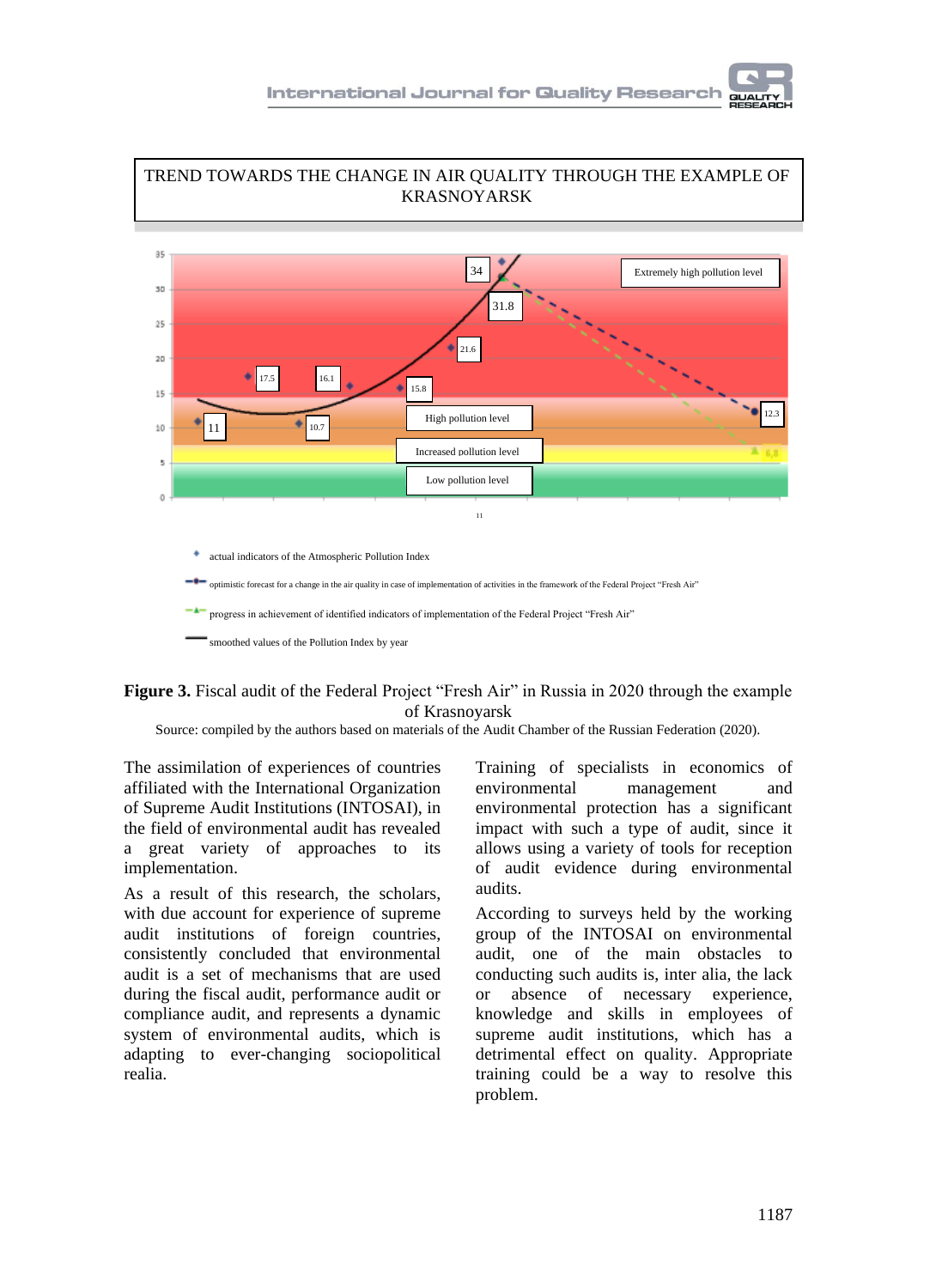TREND TOWARDS THE CHANGE IN AIR QUALITY THROUGH THE EXAMPLE OF KRASNOYARSK

- actual indicators of the Atmospheric Pollution Index
- optimistic forecast for a change in the air quality in case of implementation of activities in the framework of the Federal Project "Fresh Air"
- progress in achievement of identified indicators of implementation of the Federal Project "Fresh Air"
- smoothed values of the Pollution Index by year

**Figure 3.** Fiscal audit of the Federal Project "Fresh Air" in Russia in 2020 through the example of Krasnoyarsk

Source: compiled by the authors based on materials of the Audit Chamber of the Russian Federation (2020).

The assimilation of experiences of countries affiliated with the International Organization of Supreme Audit Institutions (INTOSAI), in the field of environmental audit has revealed a great variety of approaches to its implementation.

As a result of this research, the scholars, with due account for experience of supreme audit institutions of foreign countries, consistently concluded that environmental audit is a set of mechanisms that are used during the fiscal audit, performance audit or compliance audit, and represents a dynamic system of environmental audits, which is adapting to ever-changing sociopolitical realia.

Training of specialists in economics of environmental management and environmental protection has a significant impact with such a type of audit, since it allows using a variety of tools for reception of audit evidence during environmental audits.

According to surveys held by the working group of the INTOSAI on environmental audit, one of the main obstacles to conducting such audits is, inter alia, the lack or absence of necessary experience, knowledge and skills in employees of supreme audit institutions, which has a detrimental effect on quality. Appropriate training could be a way to resolve this problem.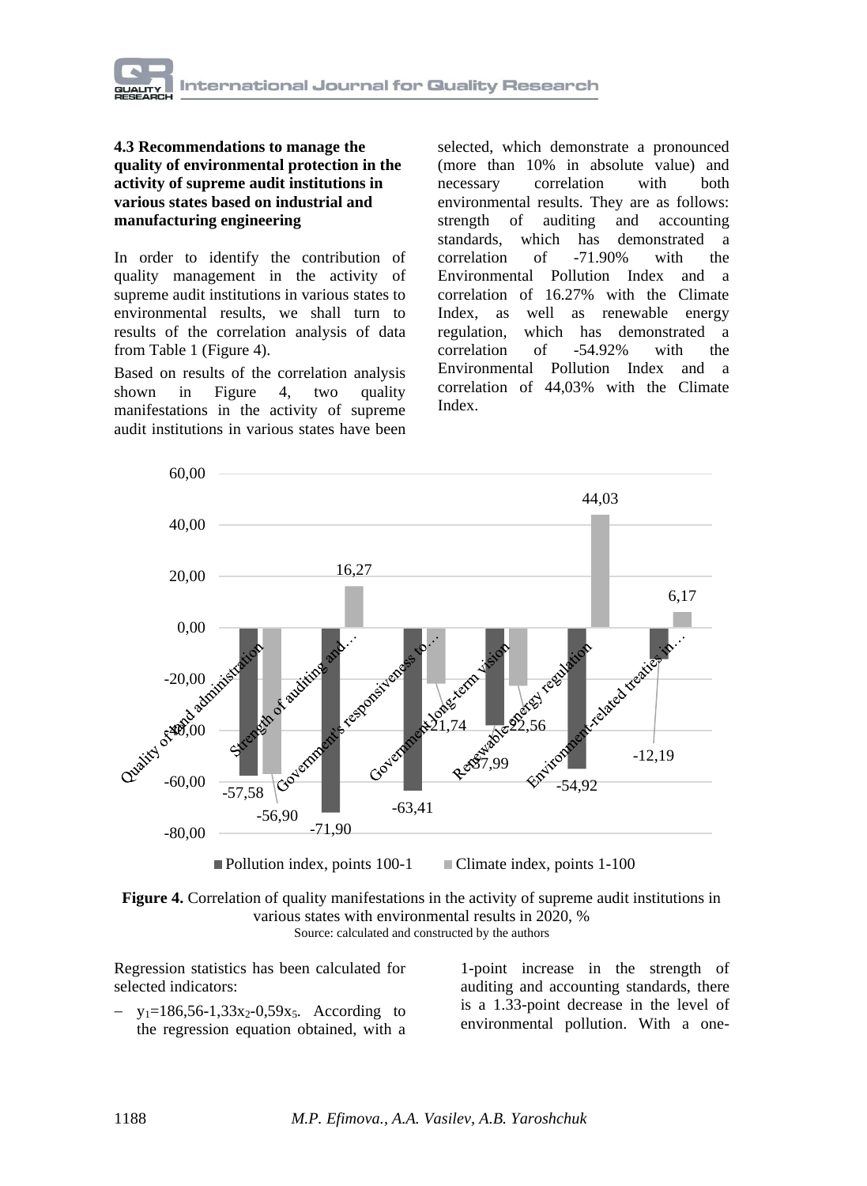### 4.3 Recommendations to manage the quality of environmental protection in the activity of supreme audit institutions in various states based on industrial and manufacturing engineering

In order to identify the contribution of quality management in the activity of supreme audit institutions in various states to environmental results, we shall turn to results of the correlation analysis of data from Table 1 (Figure 4).

Based on results of the correlation analysis shown in Figure 4, two quality manifestations in the activity of supreme audit institutions in various states have been selected, which demonstrate a pronounced (more than 10% in absolute value) and necessary correlation with both environmental results. They are as follows: strength of auditing and accounting standards, which has demonstrated a correlation of -71.90% with the Environmental Pollution Index and a correlation of 16.27% with the Climate Index, as well as renewable energy regulation, which has demonstrated a correlation of -54.92% with the Environmental Pollution Index and a correlation of 44,03% with the Climate Index.

| Indicator | Pollution index, points 100-1 | Climate index, points 1-100 |
|---|---|---|
| Quality of land administration | -57,58 | -56,90 |
| Strength of auditing and… | -71,90 | 16,27 |
| Government's responsiveness to… | -63,41 | -21,74 |
| Government long-term vision | -37,99 | -22,56 |
| Renewable energy regulation | -54,92 | 44,03 |
| Environment-related treaties in… | -12,19 | 6,17 |

**Figure 4.** Correlation of quality manifestations in the activity of supreme audit institutions in various states with environmental results in 2020, %
Source: calculated and constructed by the authors

Regression statistics has been calculated for selected indicators:

- $y_1=186{,}56-1{,}33x_2-0{,}59x_5$. According to the regression equation obtained, with a 1-point increase in the strength of auditing and accounting standards, there is a 1.33-point decrease in the level of environmental pollution. With a one-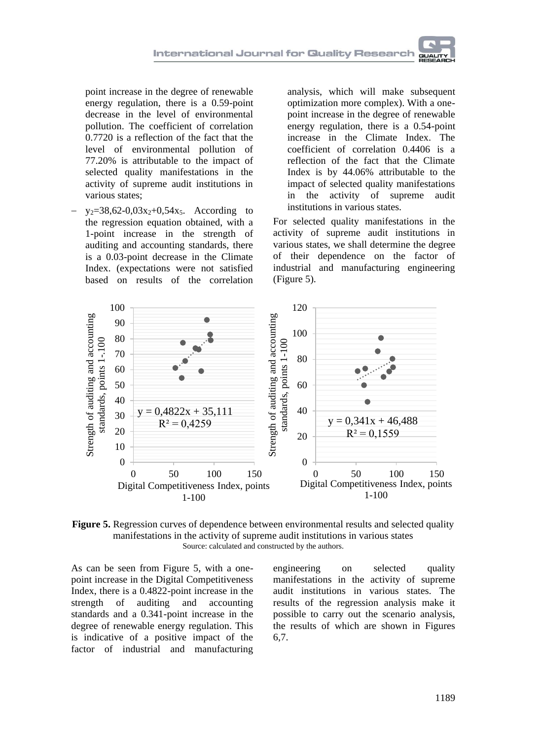point increase in the degree of renewable energy regulation, there is a 0.59-point decrease in the level of environmental pollution. The coefficient of correlation 0.7720 is a reflection of the fact that the level of environmental pollution of 77.20% is attributable to the impact of selected quality manifestations in the activity of supreme audit institutions in various states;

- $y_2$=38,62-0,03$x_2$+0,54$x_5$. According to the regression equation obtained, with a 1-point increase in the strength of auditing and accounting standards, there is a 0.03-point decrease in the Climate Index. (expectations were not satisfied based on results of the correlation analysis, which will make subsequent optimization more complex). With a one-point increase in the degree of renewable energy regulation, there is a 0.54-point increase in the Climate Index. The coefficient of correlation 0.4406 is a reflection of the fact that the Climate Index is by 44.06% attributable to the impact of selected quality manifestations in the activity of supreme audit institutions in various states.

For selected quality manifestations in the activity of supreme audit institutions in various states, we shall determine the degree of their dependence on the factor of industrial and manufacturing engineering (Figure 5).

**Figure 5.** Regression curves of dependence between environmental results and selected quality manifestations in the activity of supreme audit institutions in various states
Source: calculated and constructed by the authors.

As can be seen from Figure 5, with a one-point increase in the Digital Competitiveness Index, there is a 0.4822-point increase in the strength of auditing and accounting standards and a 0.341-point increase in the degree of renewable energy regulation. This is indicative of a positive impact of the factor of industrial and manufacturing engineering on selected quality manifestations in the activity of supreme audit institutions in various states. The results of the regression analysis make it possible to carry out the scenario analysis, the results of which are shown in Figures 6,7.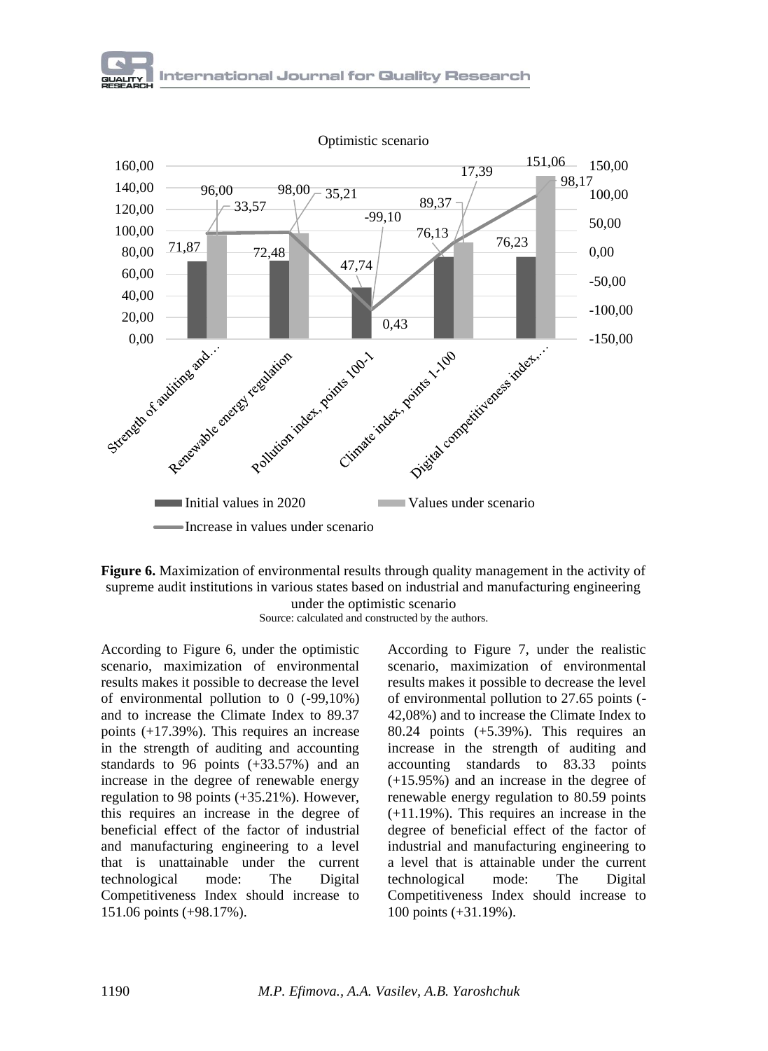**Figure 6.** Maximization of environmental results through quality management in the activity of supreme audit institutions in various states based on industrial and manufacturing engineering under the optimistic scenario

Source: calculated and constructed by the authors.

According to Figure 6, under the optimistic scenario, maximization of environmental results makes it possible to decrease the level of environmental pollution to 0 (-99,10%) and to increase the Climate Index to 89.37 points (+17.39%). This requires an increase in the strength of auditing and accounting standards to 96 points (+33.57%) and an increase in the degree of renewable energy regulation to 98 points (+35.21%). However, this requires an increase in the degree of beneficial effect of the factor of industrial and manufacturing engineering to a level that is unattainable under the current technological mode: The Digital Competitiveness Index should increase to 151.06 points (+98.17%).

According to Figure 7, under the realistic scenario, maximization of environmental results makes it possible to decrease the level of environmental pollution to 27.65 points (-42,08%) and to increase the Climate Index to 80.24 points (+5.39%). This requires an increase in the strength of auditing and accounting standards to 83.33 points (+15.95%) and an increase in the degree of renewable energy regulation to 80.59 points (+11.19%). This requires an increase in the degree of beneficial effect of the factor of industrial and manufacturing engineering to a level that is attainable under the current technological mode: The Digital Competitiveness Index should increase to 100 points (+31.19%).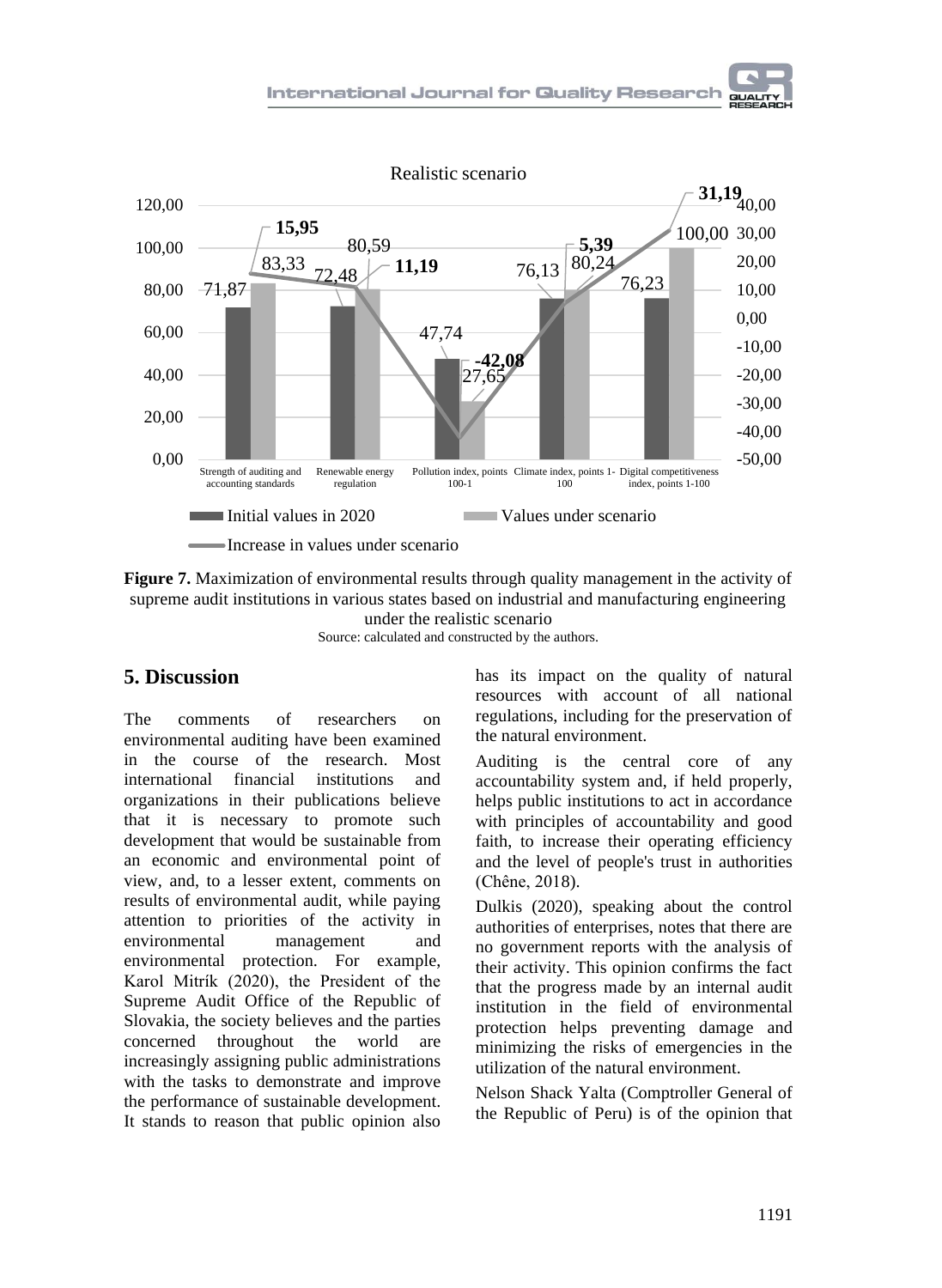Realistic scenario

| | Initial values in 2020 | Values under scenario | Increase in values under scenario |
|---|---|---|---|
| Strength of auditing and accounting standards | 71,87 | 83,33 | 15,95 |
| Renewable energy regulation | 72,48 | 80,59 | 11,19 |
| Pollution index, points 100-1 | 47,74 | 27,65 | -42,08 |
| Climate index, points 1-100 | 76,13 | 80,24 | 5,39 |
| Digital competitiveness index, points 1-100 | 76,23 | 100,00 | 31,19 |

**Figure 7.** Maximization of environmental results through quality management in the activity of supreme audit institutions in various states based on industrial and manufacturing engineering under the realistic scenario
Source: calculated and constructed by the authors.

## 5. Discussion

The comments of researchers on environmental auditing have been examined in the course of the research. Most international financial institutions and organizations in their publications believe that it is necessary to promote such development that would be sustainable from an economic and environmental point of view, and, to a lesser extent, comments on results of environmental audit, while paying attention to priorities of the activity in environmental management and environmental protection. For example, Karol Mitrík (2020), the President of the Supreme Audit Office of the Republic of Slovakia, the society believes and the parties concerned throughout the world are increasingly assigning public administrations with the tasks to demonstrate and improve the performance of sustainable development. It stands to reason that public opinion also has its impact on the quality of natural resources with account of all national regulations, including for the preservation of the natural environment.

Auditing is the central core of any accountability system and, if held properly, helps public institutions to act in accordance with principles of accountability and good faith, to increase their operating efficiency and the level of people's trust in authorities (Chêne, 2018).

Dulkis (2020), speaking about the control authorities of enterprises, notes that there are no government reports with the analysis of their activity. This opinion confirms the fact that the progress made by an internal audit institution in the field of environmental protection helps preventing damage and minimizing the risks of emergencies in the utilization of the natural environment.

Nelson Shack Yalta (Comptroller General of the Republic of Peru) is of the opinion that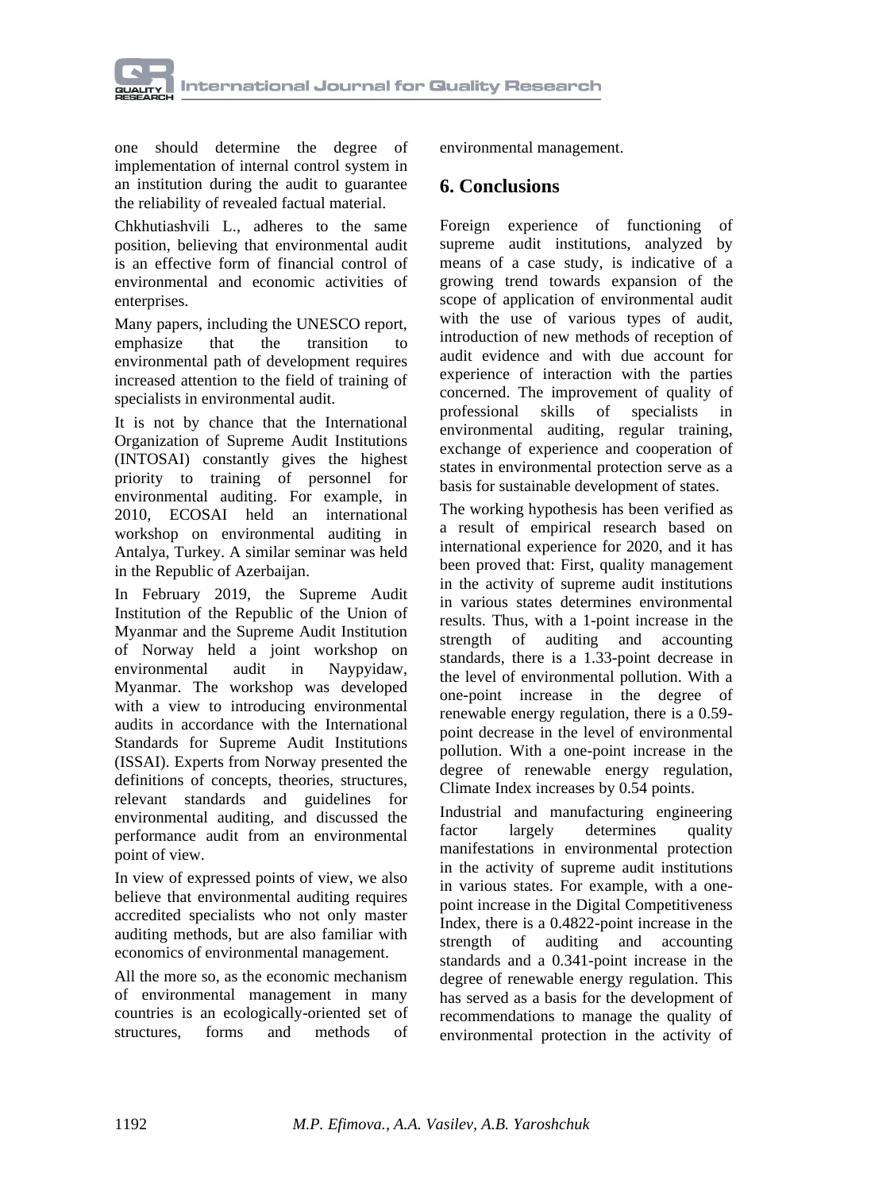one should determine the degree of implementation of internal control system in an institution during the audit to guarantee the reliability of revealed factual material.

Chkhutiashvili L., adheres to the same position, believing that environmental audit is an effective form of financial control of environmental and economic activities of enterprises.

Many papers, including the UNESCO report, emphasize that the transition to environmental path of development requires increased attention to the field of training of specialists in environmental audit.

It is not by chance that the International Organization of Supreme Audit Institutions (INTOSAI) constantly gives the highest priority to training of personnel for environmental auditing. For example, in 2010, ECOSAI held an international workshop on environmental auditing in Antalya, Turkey. A similar seminar was held in the Republic of Azerbaijan.

In February 2019, the Supreme Audit Institution of the Republic of the Union of Myanmar and the Supreme Audit Institution of Norway held a joint workshop on environmental audit in Naypyidaw, Myanmar. The workshop was developed with a view to introducing environmental audits in accordance with the International Standards for Supreme Audit Institutions (ISSAI). Experts from Norway presented the definitions of concepts, theories, structures, relevant standards and guidelines for environmental auditing, and discussed the performance audit from an environmental point of view.

In view of expressed points of view, we also believe that environmental auditing requires accredited specialists who not only master auditing methods, but are also familiar with economics of environmental management.

All the more so, as the economic mechanism of environmental management in many countries is an ecologically-oriented set of structures, forms and methods of environmental management.

## 6. Conclusions

Foreign experience of functioning of supreme audit institutions, analyzed by means of a case study, is indicative of a growing trend towards expansion of the scope of application of environmental audit with the use of various types of audit, introduction of new methods of reception of audit evidence and with due account for experience of interaction with the parties concerned. The improvement of quality of professional skills of specialists in environmental auditing, regular training, exchange of experience and cooperation of states in environmental protection serve as a basis for sustainable development of states.

The working hypothesis has been verified as a result of empirical research based on international experience for 2020, and it has been proved that: First, quality management in the activity of supreme audit institutions in various states determines environmental results. Thus, with a 1-point increase in the strength of auditing and accounting standards, there is a 1.33-point decrease in the level of environmental pollution. With a one-point increase in the degree of renewable energy regulation, there is a 0.59-point decrease in the level of environmental pollution. With a one-point increase in the degree of renewable energy regulation, Climate Index increases by 0.54 points.

Industrial and manufacturing engineering factor largely determines quality manifestations in environmental protection in the activity of supreme audit institutions in various states. For example, with a one-point increase in the Digital Competitiveness Index, there is a 0.4822-point increase in the strength of auditing and accounting standards and a 0.341-point increase in the degree of renewable energy regulation. This has served as a basis for the development of recommendations to manage the quality of environmental protection in the activity of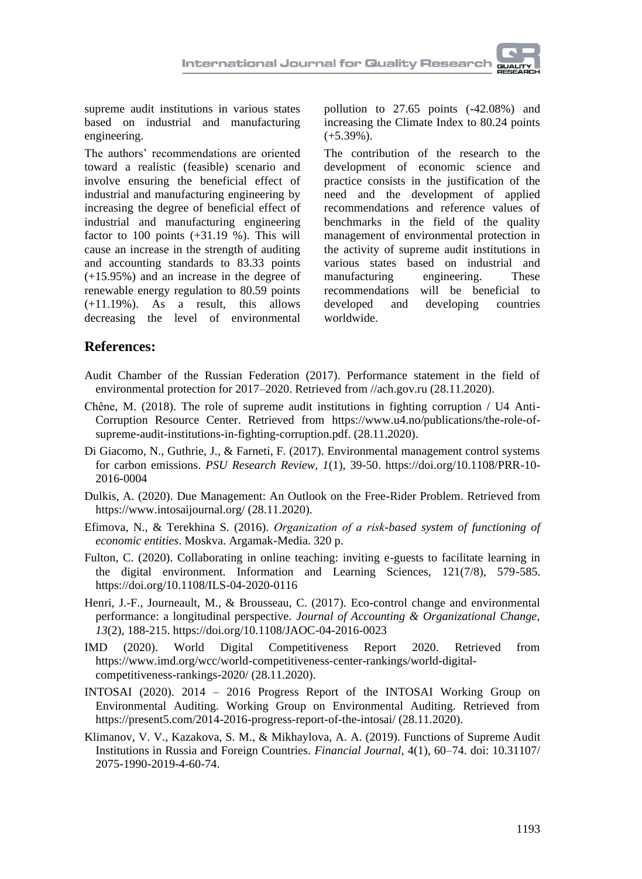supreme audit institutions in various states based on industrial and manufacturing engineering.

The authors' recommendations are oriented toward a realistic (feasible) scenario and involve ensuring the beneficial effect of industrial and manufacturing engineering by increasing the degree of beneficial effect of industrial and manufacturing engineering factor to 100 points (+31.19 %). This will cause an increase in the strength of auditing and accounting standards to 83.33 points (+15.95%) and an increase in the degree of renewable energy regulation to 80.59 points (+11.19%). As a result, this allows decreasing the level of environmental pollution to 27.65 points (-42.08%) and increasing the Climate Index to 80.24 points (+5.39%).

The contribution of the research to the development of economic science and practice consists in the justification of the need and the development of applied recommendations and reference values of benchmarks in the field of the quality management of environmental protection in the activity of supreme audit institutions in various states based on industrial and manufacturing engineering. These recommendations will be beneficial to developed and developing countries worldwide.

## References:

Audit Chamber of the Russian Federation (2017). Performance statement in the field of environmental protection for 2017–2020. Retrieved from //ach.gov.ru (28.11.2020).

Chêne, M. (2018). The role of supreme audit institutions in fighting corruption / U4 Anti-Corruption Resource Center. Retrieved from https://www.u4.no/publications/the-role-of-supreme-audit-institutions-in-fighting-corruption.pdf. (28.11.2020).

Di Giacomo, N., Guthrie, J., & Farneti, F. (2017). Environmental management control systems for carbon emissions. *PSU Research Review, 1*(1), 39-50. https://doi.org/10.1108/PRR-10-2016-0004

Dulkis, A. (2020). Due Management: An Outlook on the Free-Rider Problem. Retrieved from https://www.intosaijournal.org/ (28.11.2020).

Efimova, N., & Terekhina S. (2016). *Organization of a risk-based system of functioning of economic entities*. Moskva. Argamak-Media. 320 p.

Fulton, C. (2020). Collaborating in online teaching: inviting e-guests to facilitate learning in the digital environment. Information and Learning Sciences, 121(7/8), 579-585. https://doi.org/10.1108/ILS-04-2020-0116

Henri, J.-F., Journeault, M., & Brousseau, C. (2017). Eco-control change and environmental performance: a longitudinal perspective. *Journal of Accounting & Organizational Change, 13*(2), 188-215. https://doi.org/10.1108/JAOC-04-2016-0023

IMD (2020). World Digital Competitiveness Report 2020. Retrieved from https://www.imd.org/wcc/world-competitiveness-center-rankings/world-digital-competitiveness-rankings-2020/ (28.11.2020).

INTOSAI (2020). 2014 – 2016 Progress Report of the INTOSAI Working Group on Environmental Auditing. Working Group on Environmental Auditing. Retrieved from https://present5.com/2014-2016-progress-report-of-the-intosai/ (28.11.2020).

Klimanov, V. V., Kazakova, S. M., & Mikhaylova, A. A. (2019). Functions of Supreme Audit Institutions in Russia and Foreign Countries. *Financial Journal*, 4(1), 60–74. doi: 10.31107/ 2075-1990-2019-4-60-74.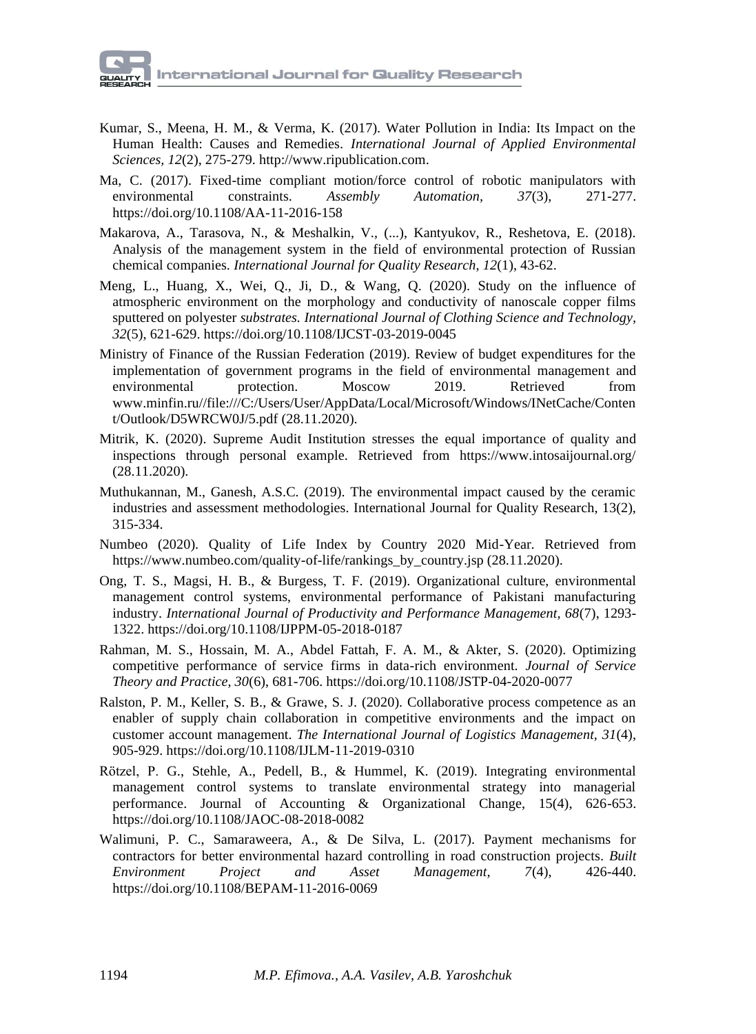Kumar, S., Meena, H. M., & Verma, K. (2017). Water Pollution in India: Its Impact on the Human Health: Causes and Remedies. *International Journal of Applied Environmental Sciences*, *12*(2), 275-279. http://www.ripublication.com.

Ma, C. (2017). Fixed-time compliant motion/force control of robotic manipulators with environmental constraints. *Assembly Automation*, *37*(3), 271-277. https://doi.org/10.1108/AA-11-2016-158

Makarova, A., Tarasova, N., & Meshalkin, V., (...), Kantyukov, R., Reshetova, E. (2018). Analysis of the management system in the field of environmental protection of Russian chemical companies. *International Journal for Quality Research*, *12*(1), 43-62.

Meng, L., Huang, X., Wei, Q., Ji, D., & Wang, Q. (2020). Study on the influence of atmospheric environment on the morphology and conductivity of nanoscale copper films sputtered on polyester *substrates. International Journal of Clothing Science and Technology*, *32*(5), 621-629. https://doi.org/10.1108/IJCST-03-2019-0045

Ministry of Finance of the Russian Federation (2019). Review of budget expenditures for the implementation of government programs in the field of environmental management and environmental protection. Moscow 2019. Retrieved from www.minfin.ru//file:///C:/Users/User/AppData/Local/Microsoft/Windows/INetCache/Content/Outlook/D5WRCW0J/5.pdf (28.11.2020).

Mitrik, K. (2020). Supreme Audit Institution stresses the equal importance of quality and inspections through personal example. Retrieved from https://www.intosaijournal.org/ (28.11.2020).

Muthukannan, M., Ganesh, A.S.C. (2019). The environmental impact caused by the ceramic industries and assessment methodologies. International Journal for Quality Research, 13(2), 315-334.

Numbeo (2020). Quality of Life Index by Country 2020 Mid-Year. Retrieved from https://www.numbeo.com/quality-of-life/rankings_by_country.jsp (28.11.2020).

Ong, T. S., Magsi, H. B., & Burgess, T. F. (2019). Organizational culture, environmental management control systems, environmental performance of Pakistani manufacturing industry. *International Journal of Productivity and Performance Management*, *68*(7), 1293-1322. https://doi.org/10.1108/IJPPM-05-2018-0187

Rahman, M. S., Hossain, M. A., Abdel Fattah, F. A. M., & Akter, S. (2020). Optimizing competitive performance of service firms in data-rich environment. *Journal of Service Theory and Practice*, *30*(6), 681-706. https://doi.org/10.1108/JSTP-04-2020-0077

Ralston, P. M., Keller, S. B., & Grawe, S. J. (2020). Collaborative process competence as an enabler of supply chain collaboration in competitive environments and the impact on customer account management. *The International Journal of Logistics Management*, *31*(4), 905-929. https://doi.org/10.1108/IJLM-11-2019-0310

Rötzel, P. G., Stehle, A., Pedell, B., & Hummel, K. (2019). Integrating environmental management control systems to translate environmental strategy into managerial performance. Journal of Accounting & Organizational Change, 15(4), 626-653. https://doi.org/10.1108/JAOC-08-2018-0082

Walimuni, P. C., Samaraweera, A., & De Silva, L. (2017). Payment mechanisms for contractors for better environmental hazard controlling in road construction projects. *Built Environment Project and Asset Management*, *7*(4), 426-440. https://doi.org/10.1108/BEPAM-11-2016-0069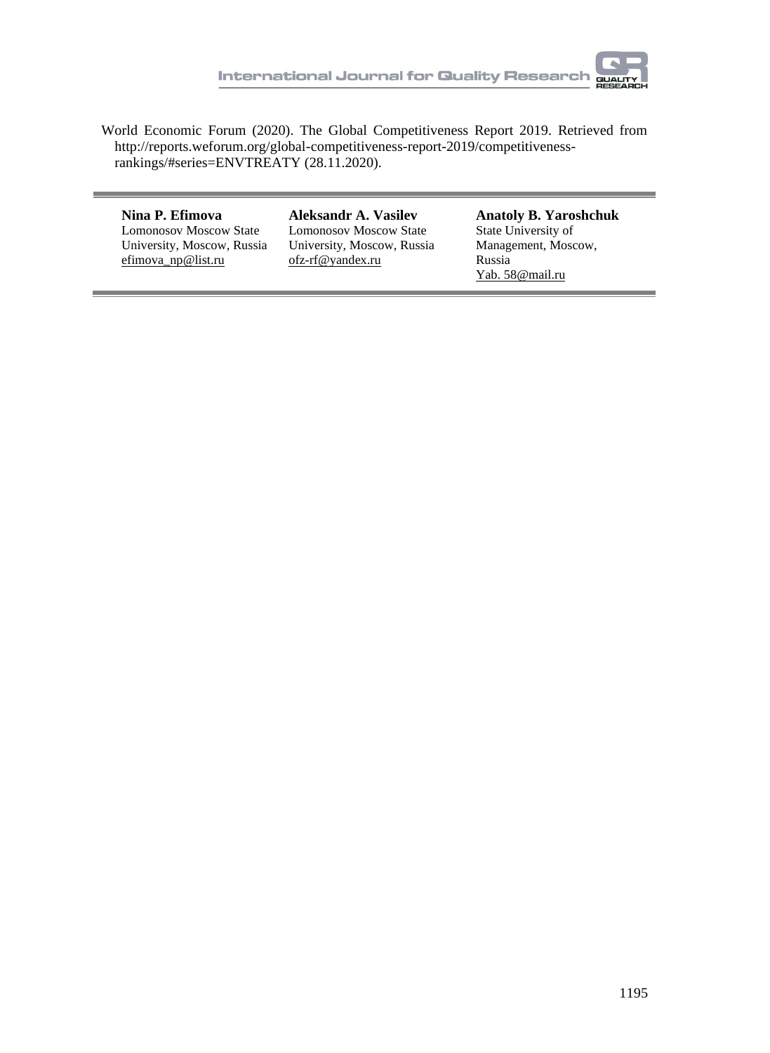World Economic Forum (2020). The Global Competitiveness Report 2019. Retrieved from http://reports.weforum.org/global-competitiveness-report-2019/competitiveness-rankings/#series=ENVTREATY (28.11.2020).

---

**Nina P. Efimova**
Lomonosov Moscow State University, Moscow, Russia
efimova_np@list.ru

**Aleksandr A. Vasilev**
Lomonosov Moscow State University, Moscow, Russia
ofz-rf@yandex.ru

**Anatoly B. Yaroshchuk**
State University of Management, Moscow, Russia
Yab. 58@mail.ru

---